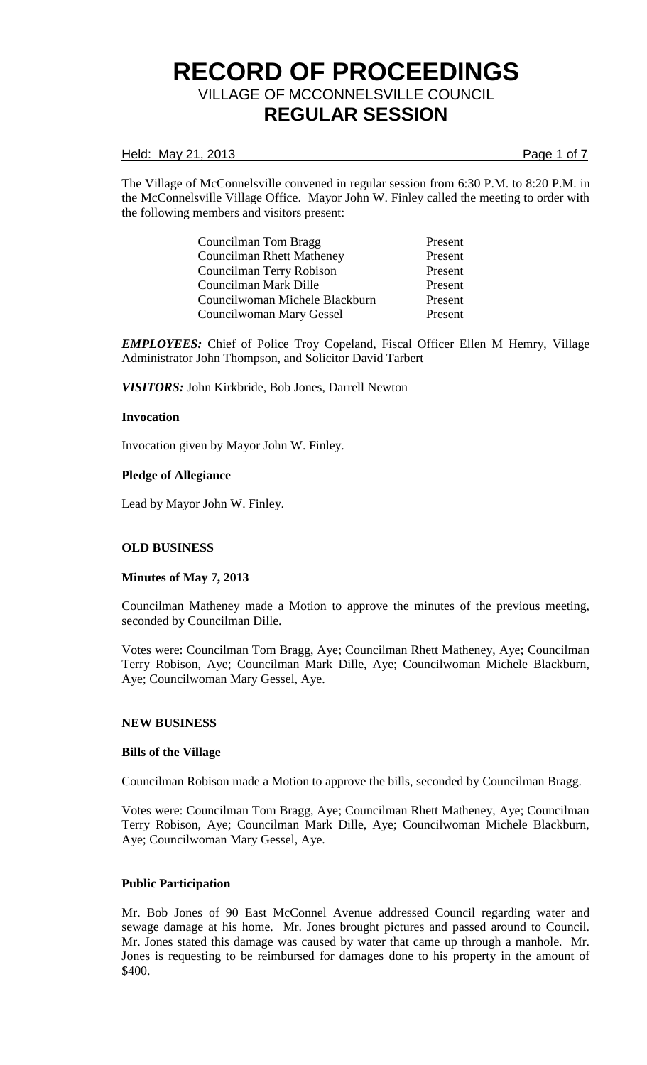# RECORD OF PROCEEDINGS

VILLAGE OF MCCONNELSVILLE COUNCIL

## REGULAR SESSION

Held: May 21, 2013

The Village of McConnelsville convened in regular session from 6:30 P.M. to 8:20 P.M. in the McConnelsville Village Office. Mayor John W. Finley called the meeting to order with the following members and visitors present:

| | |
|---|---|
| Councilman Tom Bragg | Present |
| Councilman Rhett Matheney | Present |
| Councilman Terry Robison | Present |
| Councilman Mark Dille | Present |
| Councilwoman Michele Blackburn | Present |
| Councilwoman Mary Gessel | Present |

***EMPLOYEES:*** Chief of Police Troy Copeland, Fiscal Officer Ellen M Hemry, Village Administrator John Thompson, and Solicitor David Tarbert

***VISITORS:*** John Kirkbride, Bob Jones, Darrell Newton

**Invocation**

Invocation given by Mayor John W. Finley.

**Pledge of Allegiance**

Lead by Mayor John W. Finley.

**OLD BUSINESS**

**Minutes of May 7, 2013**

Councilman Matheney made a Motion to approve the minutes of the previous meeting, seconded by Councilman Dille.

Votes were: Councilman Tom Bragg, Aye; Councilman Rhett Matheney, Aye; Councilman Terry Robison, Aye; Councilman Mark Dille, Aye; Councilwoman Michele Blackburn, Aye; Councilwoman Mary Gessel, Aye.

**NEW BUSINESS**

**Bills of the Village**

Councilman Robison made a Motion to approve the bills, seconded by Councilman Bragg.

Votes were: Councilman Tom Bragg, Aye; Councilman Rhett Matheney, Aye; Councilman Terry Robison, Aye; Councilman Mark Dille, Aye; Councilwoman Michele Blackburn, Aye; Councilwoman Mary Gessel, Aye.

**Public Participation**

Mr. Bob Jones of 90 East McConnel Avenue addressed Council regarding water and sewage damage at his home. Mr. Jones brought pictures and passed around to Council. Mr. Jones stated this damage was caused by water that came up through a manhole. Mr. Jones is requesting to be reimbursed for damages done to his property in the amount of $400.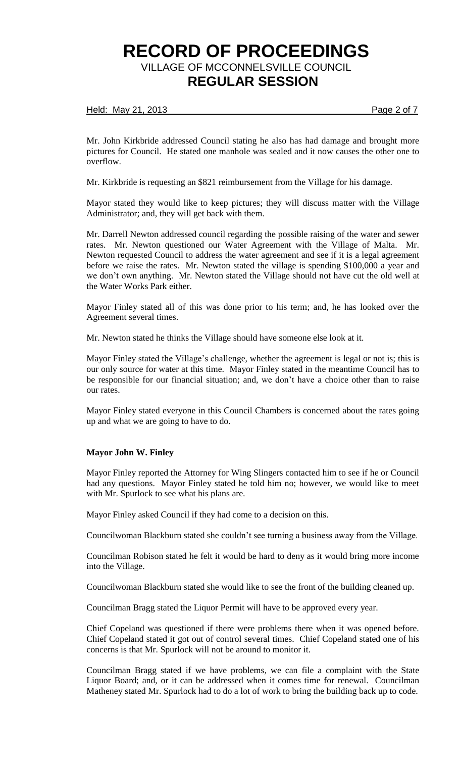Mr. John Kirkbride addressed Council stating he also has had damage and brought more pictures for Council. He stated one manhole was sealed and it now causes the other one to overflow.

Mr. Kirkbride is requesting an $821 reimbursement from the Village for his damage.

Mayor stated they would like to keep pictures; they will discuss matter with the Village Administrator; and, they will get back with them.

Mr. Darrell Newton addressed council regarding the possible raising of the water and sewer rates. Mr. Newton questioned our Water Agreement with the Village of Malta. Mr. Newton requested Council to address the water agreement and see if it is a legal agreement before we raise the rates. Mr. Newton stated the village is spending $100,000 a year and we don't own anything. Mr. Newton stated the Village should not have cut the old well at the Water Works Park either.

Mayor Finley stated all of this was done prior to his term; and, he has looked over the Agreement several times.

Mr. Newton stated he thinks the Village should have someone else look at it.

Mayor Finley stated the Village's challenge, whether the agreement is legal or not is; this is our only source for water at this time. Mayor Finley stated in the meantime Council has to be responsible for our financial situation; and, we don't have a choice other than to raise our rates.

Mayor Finley stated everyone in this Council Chambers is concerned about the rates going up and what we are going to have to do.

**Mayor John W. Finley**

Mayor Finley reported the Attorney for Wing Slingers contacted him to see if he or Council had any questions. Mayor Finley stated he told him no; however, we would like to meet with Mr. Spurlock to see what his plans are.

Mayor Finley asked Council if they had come to a decision on this.

Councilwoman Blackburn stated she couldn't see turning a business away from the Village.

Councilman Robison stated he felt it would be hard to deny as it would bring more income into the Village.

Councilwoman Blackburn stated she would like to see the front of the building cleaned up.

Councilman Bragg stated the Liquor Permit will have to be approved every year.

Chief Copeland was questioned if there were problems there when it was opened before. Chief Copeland stated it got out of control several times. Chief Copeland stated one of his concerns is that Mr. Spurlock will not be around to monitor it.

Councilman Bragg stated if we have problems, we can file a complaint with the State Liquor Board; and, or it can be addressed when it comes time for renewal. Councilman Matheney stated Mr. Spurlock had to do a lot of work to bring the building back up to code.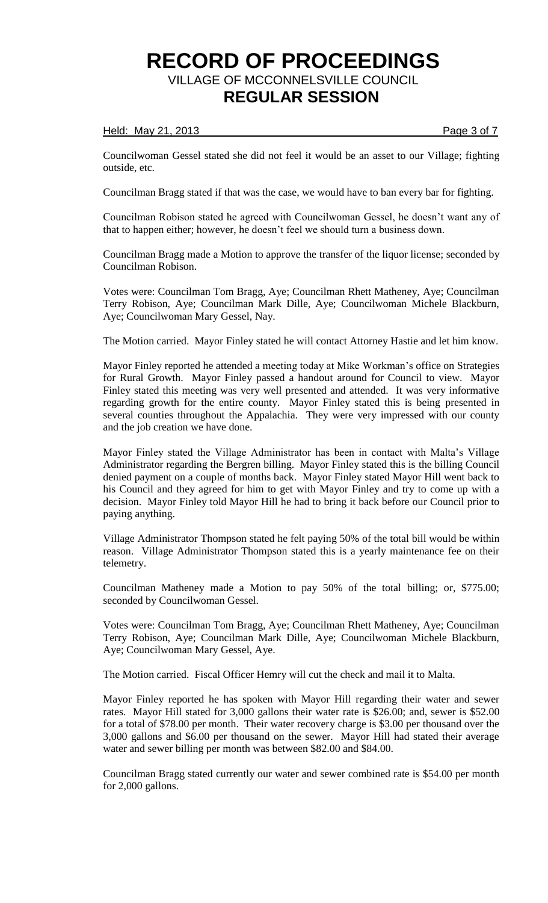Councilwoman Gessel stated she did not feel it would be an asset to our Village; fighting outside, etc.

Councilman Bragg stated if that was the case, we would have to ban every bar for fighting.

Councilman Robison stated he agreed with Councilwoman Gessel, he doesn't want any of that to happen either; however, he doesn't feel we should turn a business down.

Councilman Bragg made a Motion to approve the transfer of the liquor license; seconded by Councilman Robison.

Votes were: Councilman Tom Bragg, Aye; Councilman Rhett Matheney, Aye; Councilman Terry Robison, Aye; Councilman Mark Dille, Aye; Councilwoman Michele Blackburn, Aye; Councilwoman Mary Gessel, Nay.

The Motion carried. Mayor Finley stated he will contact Attorney Hastie and let him know.

Mayor Finley reported he attended a meeting today at Mike Workman's office on Strategies for Rural Growth. Mayor Finley passed a handout around for Council to view. Mayor Finley stated this meeting was very well presented and attended. It was very informative regarding growth for the entire county. Mayor Finley stated this is being presented in several counties throughout the Appalachia. They were very impressed with our county and the job creation we have done.

Mayor Finley stated the Village Administrator has been in contact with Malta's Village Administrator regarding the Bergren billing. Mayor Finley stated this is the billing Council denied payment on a couple of months back. Mayor Finley stated Mayor Hill went back to his Council and they agreed for him to get with Mayor Finley and try to come up with a decision. Mayor Finley told Mayor Hill he had to bring it back before our Council prior to paying anything.

Village Administrator Thompson stated he felt paying 50% of the total bill would be within reason. Village Administrator Thompson stated this is a yearly maintenance fee on their telemetry.

Councilman Matheney made a Motion to pay 50% of the total billing; or, $775.00; seconded by Councilwoman Gessel.

Votes were: Councilman Tom Bragg, Aye; Councilman Rhett Matheney, Aye; Councilman Terry Robison, Aye; Councilman Mark Dille, Aye; Councilwoman Michele Blackburn, Aye; Councilwoman Mary Gessel, Aye.

The Motion carried. Fiscal Officer Hemry will cut the check and mail it to Malta.

Mayor Finley reported he has spoken with Mayor Hill regarding their water and sewer rates. Mayor Hill stated for 3,000 gallons their water rate is $26.00; and, sewer is $52.00 for a total of $78.00 per month. Their water recovery charge is $3.00 per thousand over the 3,000 gallons and $6.00 per thousand on the sewer. Mayor Hill had stated their average water and sewer billing per month was between $82.00 and $84.00.

Councilman Bragg stated currently our water and sewer combined rate is $54.00 per month for 2,000 gallons.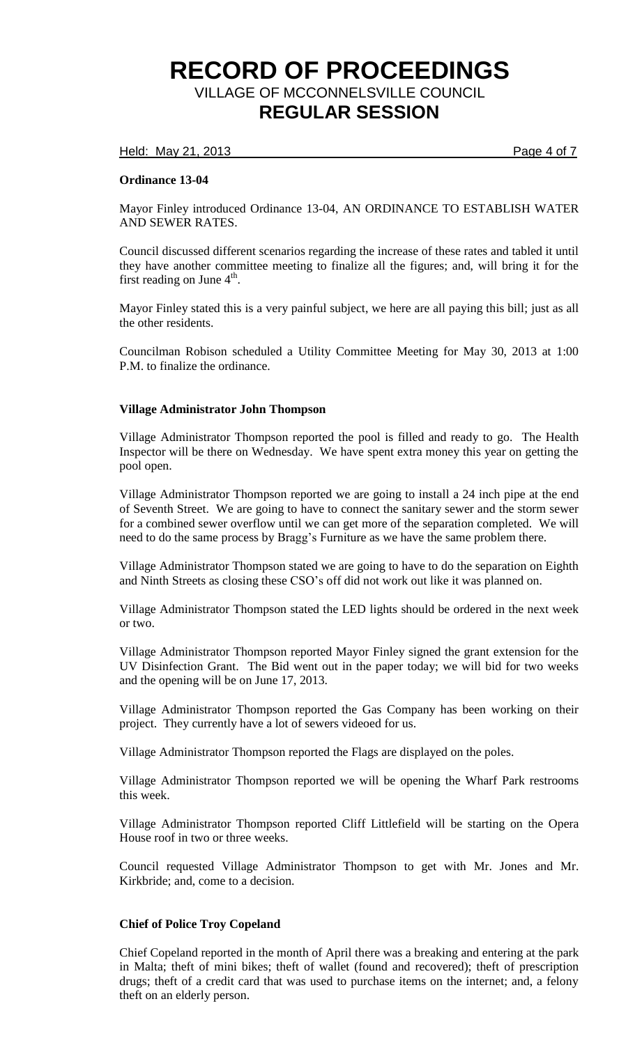**Ordinance 13-04**

Mayor Finley introduced Ordinance 13-04, AN ORDINANCE TO ESTABLISH WATER AND SEWER RATES.

Council discussed different scenarios regarding the increase of these rates and tabled it until they have another committee meeting to finalize all the figures; and, will bring it for the first reading on June 4th.

Mayor Finley stated this is a very painful subject, we here are all paying this bill; just as all the other residents.

Councilman Robison scheduled a Utility Committee Meeting for May 30, 2013 at 1:00 P.M. to finalize the ordinance.

**Village Administrator John Thompson**

Village Administrator Thompson reported the pool is filled and ready to go. The Health Inspector will be there on Wednesday. We have spent extra money this year on getting the pool open.

Village Administrator Thompson reported we are going to install a 24 inch pipe at the end of Seventh Street. We are going to have to connect the sanitary sewer and the storm sewer for a combined sewer overflow until we can get more of the separation completed. We will need to do the same process by Bragg's Furniture as we have the same problem there.

Village Administrator Thompson stated we are going to have to do the separation on Eighth and Ninth Streets as closing these CSO's off did not work out like it was planned on.

Village Administrator Thompson stated the LED lights should be ordered in the next week or two.

Village Administrator Thompson reported Mayor Finley signed the grant extension for the UV Disinfection Grant. The Bid went out in the paper today; we will bid for two weeks and the opening will be on June 17, 2013.

Village Administrator Thompson reported the Gas Company has been working on their project. They currently have a lot of sewers videoed for us.

Village Administrator Thompson reported the Flags are displayed on the poles.

Village Administrator Thompson reported we will be opening the Wharf Park restrooms this week.

Village Administrator Thompson reported Cliff Littlefield will be starting on the Opera House roof in two or three weeks.

Council requested Village Administrator Thompson to get with Mr. Jones and Mr. Kirkbride; and, come to a decision.

**Chief of Police Troy Copeland**

Chief Copeland reported in the month of April there was a breaking and entering at the park in Malta; theft of mini bikes; theft of wallet (found and recovered); theft of prescription drugs; theft of a credit card that was used to purchase items on the internet; and, a felony theft on an elderly person.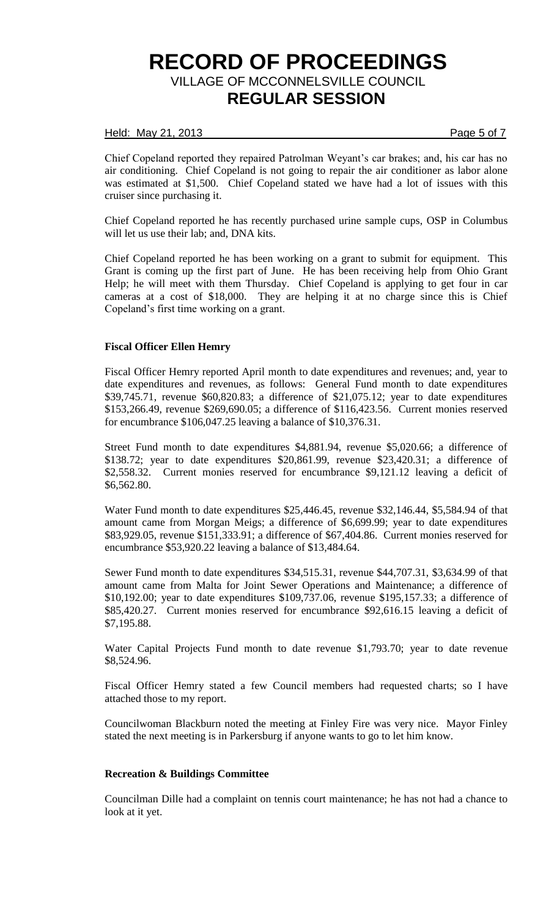Chief Copeland reported they repaired Patrolman Weyant's car brakes; and, his car has no air conditioning. Chief Copeland is not going to repair the air conditioner as labor alone was estimated at $1,500. Chief Copeland stated we have had a lot of issues with this cruiser since purchasing it.

Chief Copeland reported he has recently purchased urine sample cups, OSP in Columbus will let us use their lab; and, DNA kits.

Chief Copeland reported he has been working on a grant to submit for equipment. This Grant is coming up the first part of June. He has been receiving help from Ohio Grant Help; he will meet with them Thursday. Chief Copeland is applying to get four in car cameras at a cost of $18,000. They are helping it at no charge since this is Chief Copeland's first time working on a grant.

**Fiscal Officer Ellen Hemry**

Fiscal Officer Hemry reported April month to date expenditures and revenues; and, year to date expenditures and revenues, as follows: General Fund month to date expenditures $39,745.71, revenue $60,820.83; a difference of $21,075.12; year to date expenditures $153,266.49, revenue $269,690.05; a difference of $116,423.56. Current monies reserved for encumbrance $106,047.25 leaving a balance of $10,376.31.

Street Fund month to date expenditures $4,881.94, revenue $5,020.66; a difference of $138.72; year to date expenditures $20,861.99, revenue $23,420.31; a difference of $2,558.32. Current monies reserved for encumbrance $9,121.12 leaving a deficit of $6,562.80.

Water Fund month to date expenditures $25,446.45, revenue $32,146.44, $5,584.94 of that amount came from Morgan Meigs; a difference of $6,699.99; year to date expenditures $83,929.05, revenue $151,333.91; a difference of $67,404.86. Current monies reserved for encumbrance $53,920.22 leaving a balance of $13,484.64.

Sewer Fund month to date expenditures $34,515.31, revenue $44,707.31, $3,634.99 of that amount came from Malta for Joint Sewer Operations and Maintenance; a difference of $10,192.00; year to date expenditures $109,737.06, revenue $195,157.33; a difference of $85,420.27. Current monies reserved for encumbrance $92,616.15 leaving a deficit of $7,195.88.

Water Capital Projects Fund month to date revenue $1,793.70; year to date revenue $8,524.96.

Fiscal Officer Hemry stated a few Council members had requested charts; so I have attached those to my report.

Councilwoman Blackburn noted the meeting at Finley Fire was very nice. Mayor Finley stated the next meeting is in Parkersburg if anyone wants to go to let him know.

**Recreation & Buildings Committee**

Councilman Dille had a complaint on tennis court maintenance; he has not had a chance to look at it yet.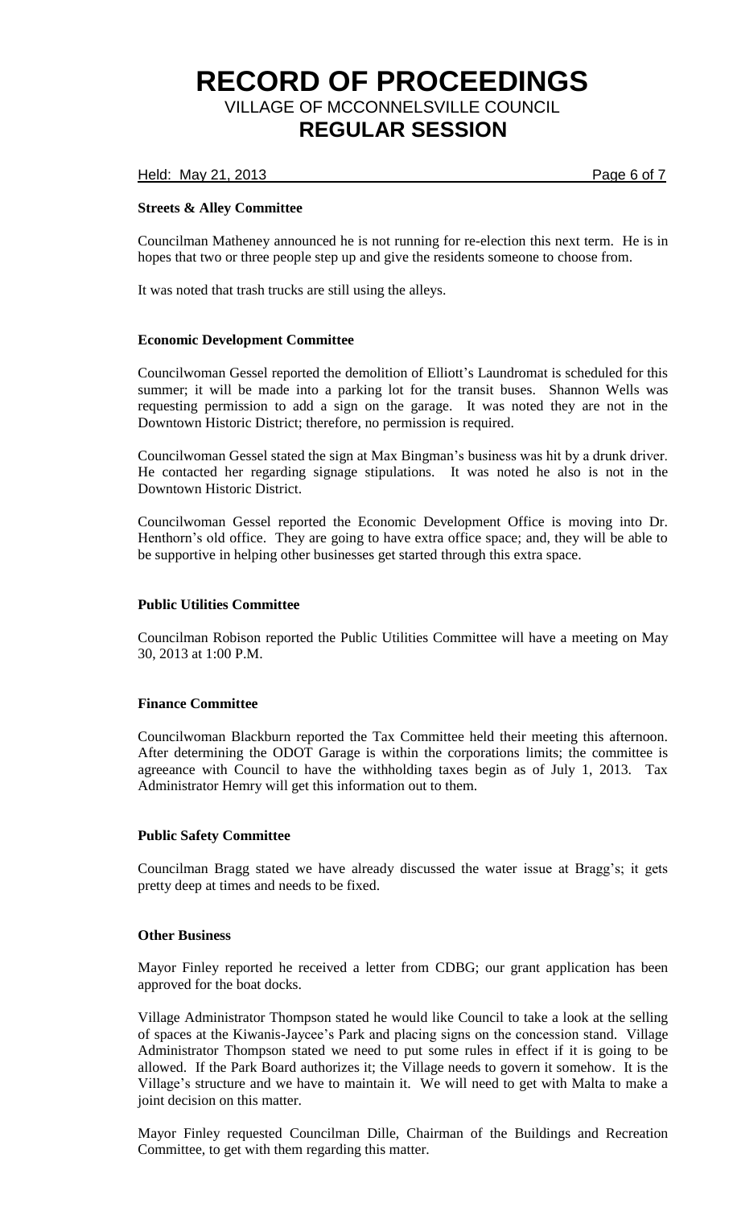### Streets & Alley Committee

Councilman Matheney announced he is not running for re-election this next term. He is in hopes that two or three people step up and give the residents someone to choose from.

It was noted that trash trucks are still using the alleys.

### Economic Development Committee

Councilwoman Gessel reported the demolition of Elliott's Laundromat is scheduled for this summer; it will be made into a parking lot for the transit buses. Shannon Wells was requesting permission to add a sign on the garage. It was noted they are not in the Downtown Historic District; therefore, no permission is required.

Councilwoman Gessel stated the sign at Max Bingman's business was hit by a drunk driver. He contacted her regarding signage stipulations. It was noted he also is not in the Downtown Historic District.

Councilwoman Gessel reported the Economic Development Office is moving into Dr. Henthorn's old office. They are going to have extra office space; and, they will be able to be supportive in helping other businesses get started through this extra space.

### Public Utilities Committee

Councilman Robison reported the Public Utilities Committee will have a meeting on May 30, 2013 at 1:00 P.M.

### Finance Committee

Councilwoman Blackburn reported the Tax Committee held their meeting this afternoon. After determining the ODOT Garage is within the corporations limits; the committee is agreeance with Council to have the withholding taxes begin as of July 1, 2013. Tax Administrator Hemry will get this information out to them.

### Public Safety Committee

Councilman Bragg stated we have already discussed the water issue at Bragg's; it gets pretty deep at times and needs to be fixed.

### Other Business

Mayor Finley reported he received a letter from CDBG; our grant application has been approved for the boat docks.

Village Administrator Thompson stated he would like Council to take a look at the selling of spaces at the Kiwanis-Jaycee's Park and placing signs on the concession stand. Village Administrator Thompson stated we need to put some rules in effect if it is going to be allowed. If the Park Board authorizes it; the Village needs to govern it somehow. It is the Village's structure and we have to maintain it. We will need to get with Malta to make a joint decision on this matter.

Mayor Finley requested Councilman Dille, Chairman of the Buildings and Recreation Committee, to get with them regarding this matter.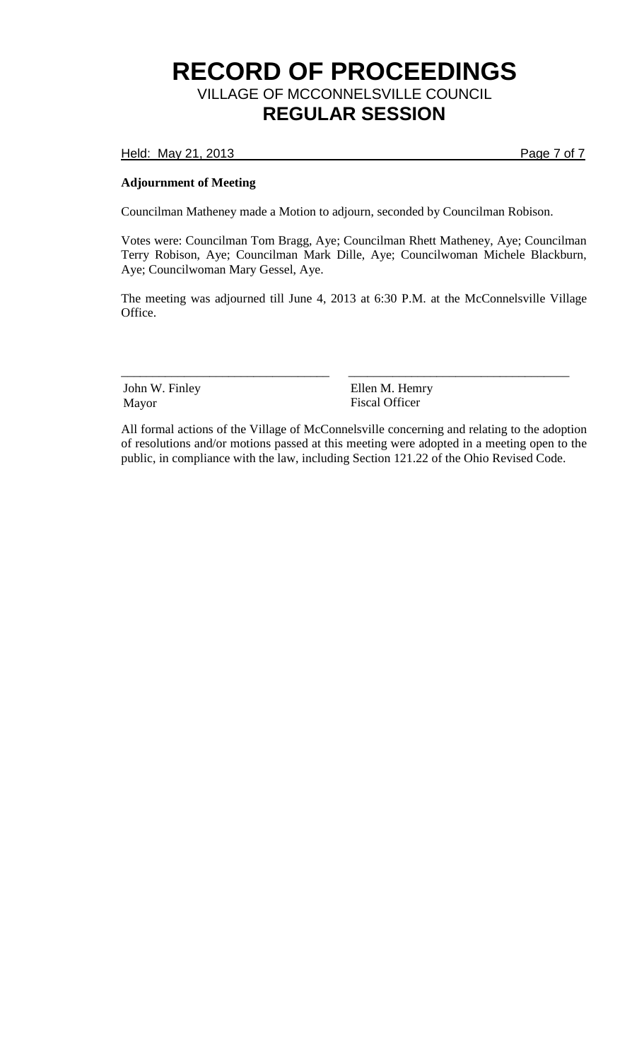**Adjournment of Meeting**

Councilman Matheney made a Motion to adjourn, seconded by Councilman Robison.

Votes were: Councilman Tom Bragg, Aye; Councilman Rhett Matheney, Aye; Councilman Terry Robison, Aye; Councilman Mark Dille, Aye; Councilwoman Michele Blackburn, Aye; Councilwoman Mary Gessel, Aye.

The meeting was adjourned till June 4, 2013 at 6:30 P.M. at the McConnelsville Village Office.

| | |
|---|---|
| \_\_\_\_\_\_\_\_\_\_\_\_\_\_\_\_\_\_\_\_\_\_\_\_\_\_\_\_\_\_\_\_ | \_\_\_\_\_\_\_\_\_\_\_\_\_\_\_\_\_\_\_\_\_\_\_\_\_\_\_\_\_\_\_\_ |
| John W. Finley | Ellen M. Hemry |
| Mayor | Fiscal Officer |

All formal actions of the Village of McConnelsville concerning and relating to the adoption of resolutions and/or motions passed at this meeting were adopted in a meeting open to the public, in compliance with the law, including Section 121.22 of the Ohio Revised Code.